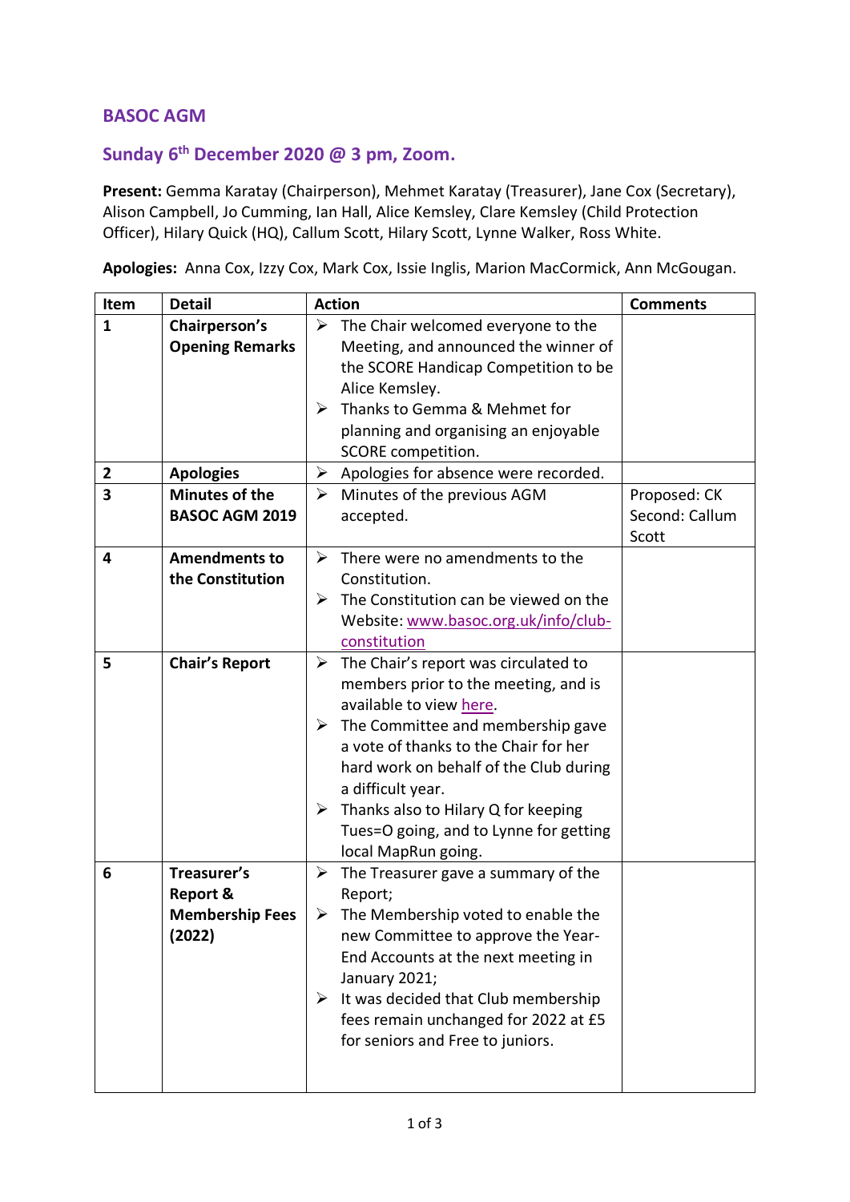## BASOC AGM

## Sunday 6th December 2020 @ 3 pm, Zoom.

**Present:** Gemma Karatay (Chairperson), Mehmet Karatay (Treasurer), Jane Cox (Secretary), Alison Campbell, Jo Cumming, Ian Hall, Alice Kemsley, Clare Kemsley (Child Protection Officer), Hilary Quick (HQ), Callum Scott, Hilary Scott, Lynne Walker, Ross White.

**Apologies:** Anna Cox, Izzy Cox, Mark Cox, Issie Inglis, Marion MacCormick, Ann McGougan.

| Item | Detail | Action | Comments |
|---|---|---|---|
| 1 | **Chairperson's Opening Remarks** | ➢ The Chair welcomed everyone to the Meeting, and announced the winner of the SCORE Handicap Competition to be Alice Kemsley.<br>➢ Thanks to Gemma & Mehmet for planning and organising an enjoyable SCORE competition. | |
| 2 | **Apologies** | ➢ Apologies for absence were recorded. | |
| 3 | **Minutes of the BASOC AGM 2019** | ➢ Minutes of the previous AGM accepted. | Proposed: CK<br>Second: Callum Scott |
| 4 | **Amendments to the Constitution** | ➢ There were no amendments to the Constitution.<br>➢ The Constitution can be viewed on the Website: www.basoc.org.uk/info/club-constitution | |
| 5 | **Chair's Report** | ➢ The Chair's report was circulated to members prior to the meeting, and is available to view here.<br>➢ The Committee and membership gave a vote of thanks to the Chair for her hard work on behalf of the Club during a difficult year.<br>➢ Thanks also to Hilary Q for keeping Tues=O going, and to Lynne for getting local MapRun going. | |
| 6 | **Treasurer's Report & Membership Fees (2022)** | ➢ The Treasurer gave a summary of the Report;<br>➢ The Membership voted to enable the new Committee to approve the Year-End Accounts at the next meeting in January 2021;<br>➢ It was decided that Club membership fees remain unchanged for 2022 at £5 for seniors and Free to juniors. | |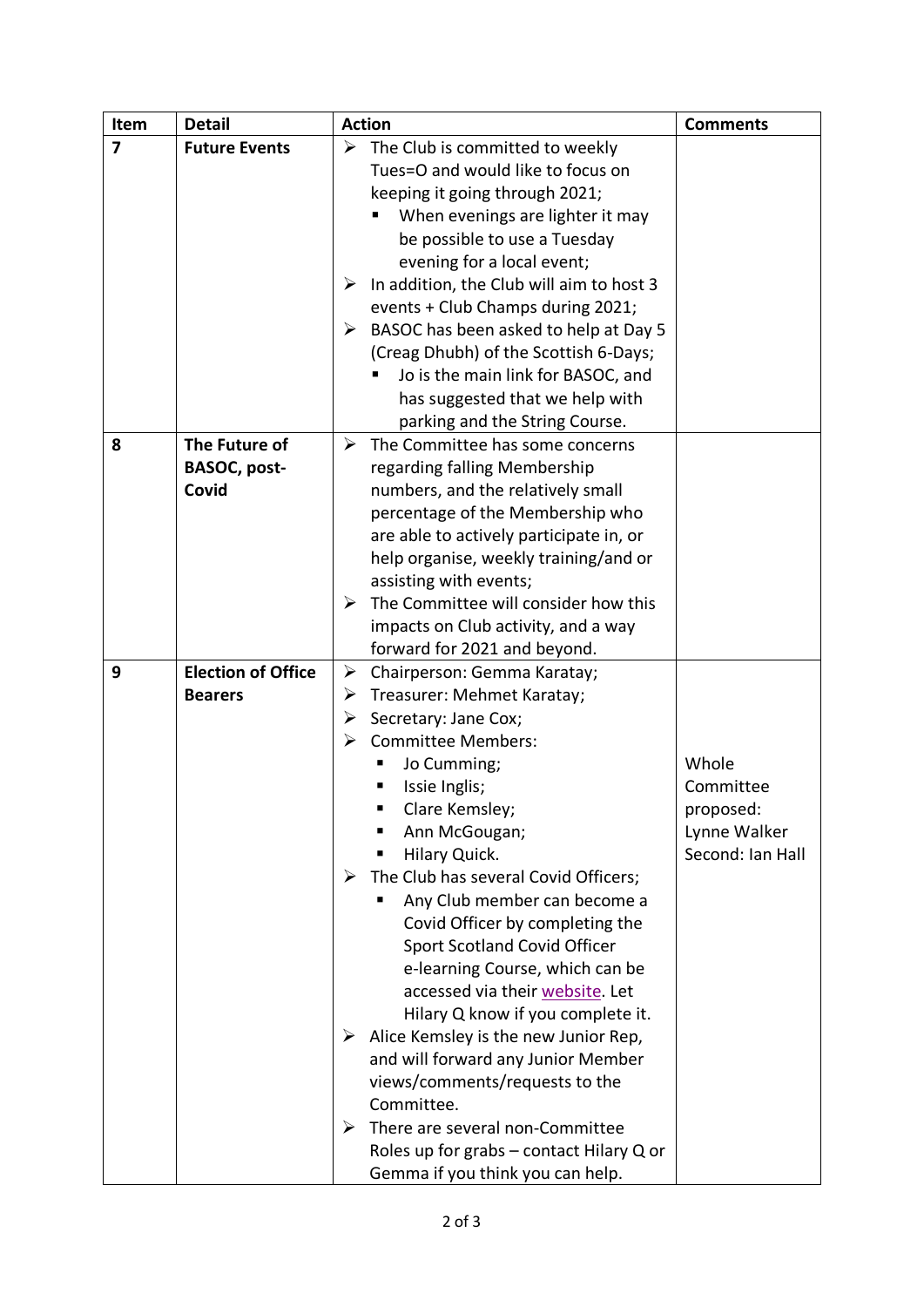| Item | Detail | Action | Comments |
|---|---|---|---|
| **7** | **Future Events** | ➢ The Club is committed to weekly Tues=O and would like to focus on keeping it going through 2021;<br>▪ When evenings are lighter it may be possible to use a Tuesday evening for a local event;<br>➢ In addition, the Club will aim to host 3 events + Club Champs during 2021;<br>➢ BASOC has been asked to help at Day 5 (Creag Dhubh) of the Scottish 6-Days;<br>▪ Jo is the main link for BASOC, and has suggested that we help with parking and the String Course. | |
| **8** | **The Future of BASOC, post-Covid** | ➢ The Committee has some concerns regarding falling Membership numbers, and the relatively small percentage of the Membership who are able to actively participate in, or help organise, weekly training/and or assisting with events;<br>➢ The Committee will consider how this impacts on Club activity, and a way forward for 2021 and beyond. | |
| **9** | **Election of Office Bearers** | ➢ Chairperson: Gemma Karatay;<br>➢ Treasurer: Mehmet Karatay;<br>➢ Secretary: Jane Cox;<br>➢ Committee Members:<br>▪ Jo Cumming;<br>▪ Issie Inglis;<br>▪ Clare Kemsley;<br>▪ Ann McGougan;<br>▪ Hilary Quick.<br>➢ The Club has several Covid Officers;<br>▪ Any Club member can become a Covid Officer by completing the Sport Scotland Covid Officer e-learning Course, which can be accessed via their website. Let Hilary Q know if you complete it.<br>➢ Alice Kemsley is the new Junior Rep, and will forward any Junior Member views/comments/requests to the Committee.<br>➢ There are several non-Committee Roles up for grabs – contact Hilary Q or Gemma if you think you can help. | Whole Committee proposed: Lynne Walker Second: Ian Hall |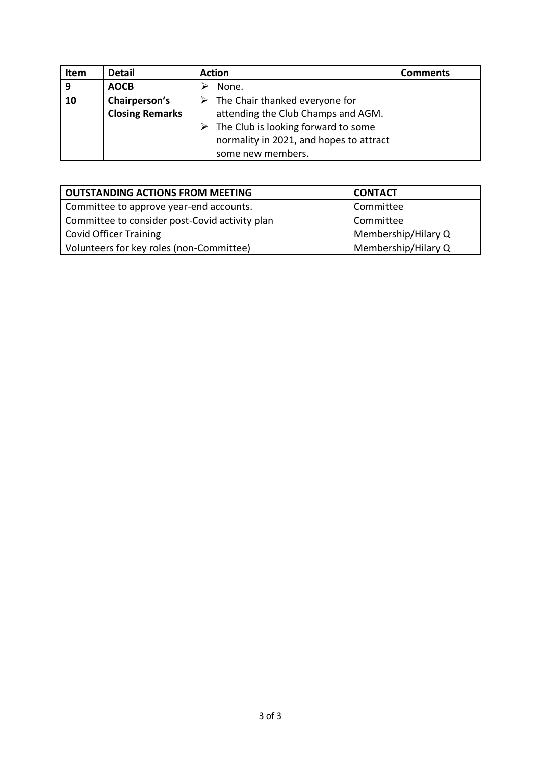| Item | Detail | Action | Comments |
|---|---|---|---|
| 9 | **AOCB** | ➢ None. | |
| 10 | **Chairperson's Closing Remarks** | ➢ The Chair thanked everyone for attending the Club Champs and AGM.<br>➢ The Club is looking forward to some normality in 2021, and hopes to attract some new members. | |

| OUTSTANDING ACTIONS FROM MEETING | CONTACT |
|---|---|
| Committee to approve year-end accounts. | Committee |
| Committee to consider post-Covid activity plan | Committee |
| Covid Officer Training | Membership/Hilary Q |
| Volunteers for key roles (non-Committee) | Membership/Hilary Q |